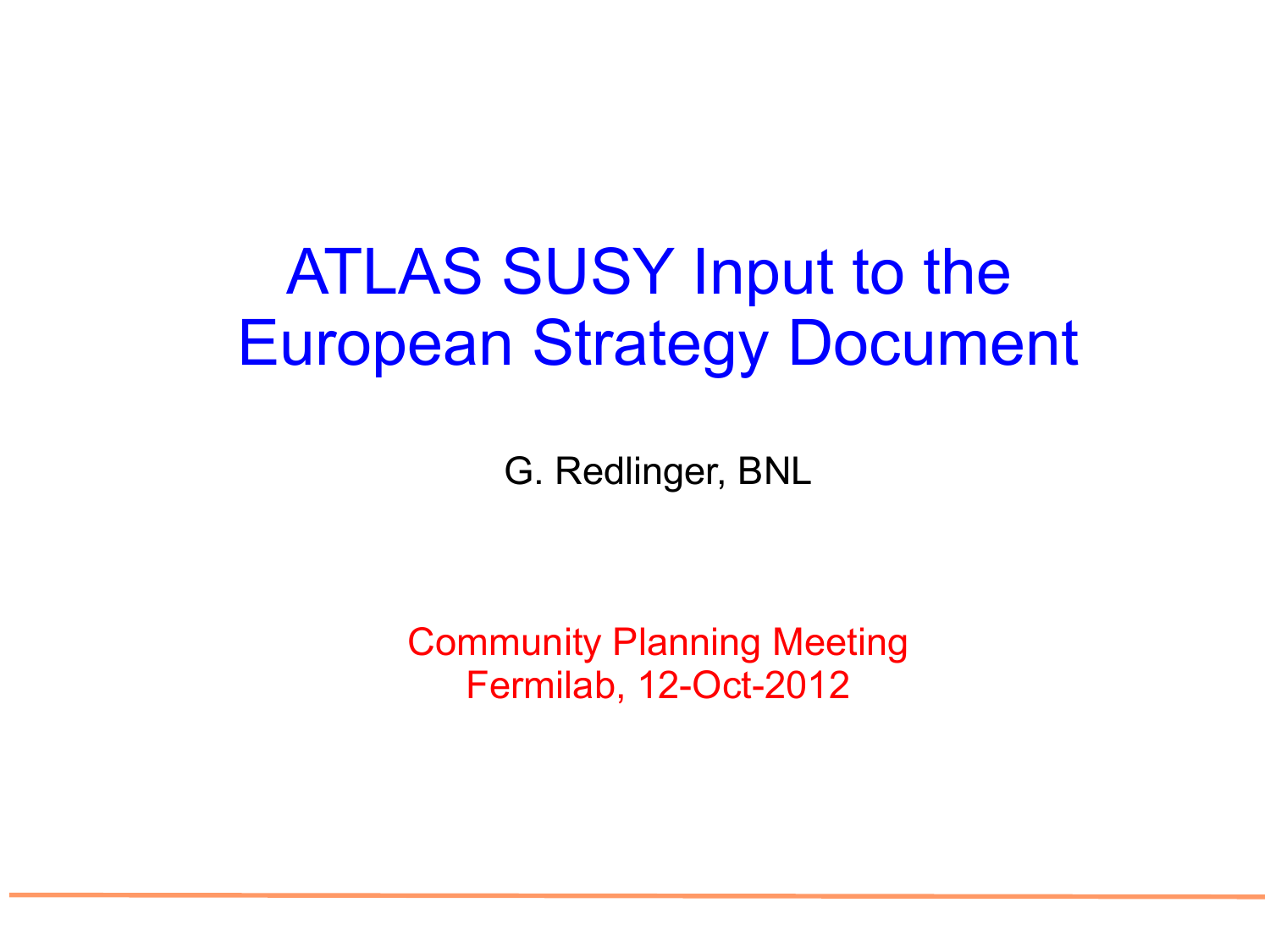# ATLAS SUSY Input to the European Strategy Document

G. Redlinger, BNL

Community Planning Meeting
Fermilab, 12-Oct-2012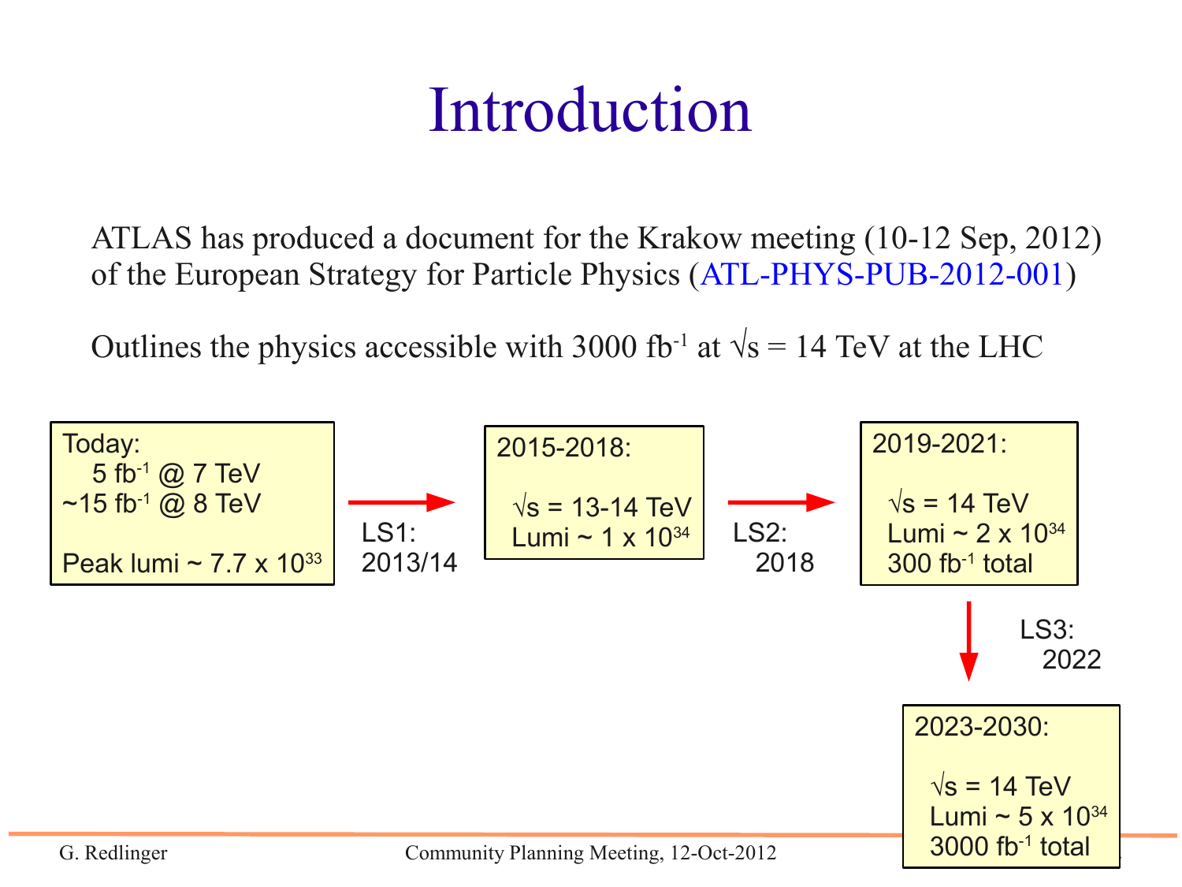# Introduction

ATLAS has produced a document for the Krakow meeting (10-12 Sep, 2012) of the European Strategy for Particle Physics (ATL-PHYS-PUB-2012-001)

Outlines the physics accessible with 3000 $fb^{-1}$ at $\sqrt{s}$ = 14 TeV at the LHC

**Today:**
- 5 $fb^{-1}$ @ 7 TeV
- ~15 $fb^{-1}$ @ 8 TeV
- Peak lumi ~ 7.7 x $10^{33}$

→ LS1: 2013/14 →

**2015-2018:**
- $\sqrt{s}$ = 13-14 TeV
- Lumi ~ 1 x $10^{34}$

→ LS2: 2018 →

**2019-2021:**
- $\sqrt{s}$ = 14 TeV
- Lumi ~ 2 x $10^{34}$
- 300 $fb^{-1}$ total

→ LS3: 2022 →

**2023-2030:**
- $\sqrt{s}$ = 14 TeV
- Lumi ~ 5 x $10^{34}$
- 3000 $fb^{-1}$ total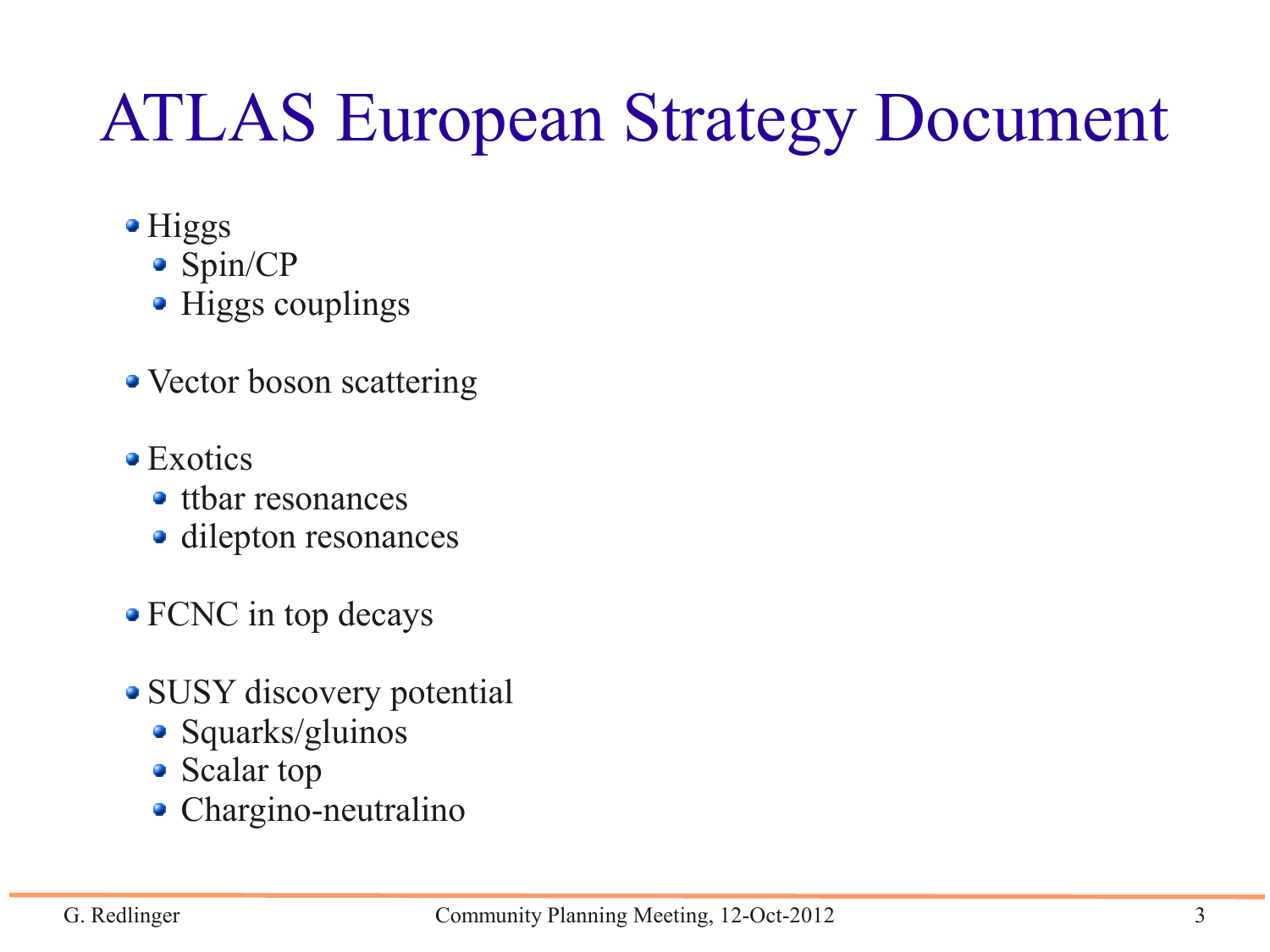# ATLAS European Strategy Document

- Higgs
  - Spin/CP
  - Higgs couplings
- Vector boson scattering
- Exotics
  - ttbar resonances
  - dilepton resonances
- FCNC in top decays
- SUSY discovery potential
  - Squarks/gluinos
  - Scalar top
  - Chargino-neutralino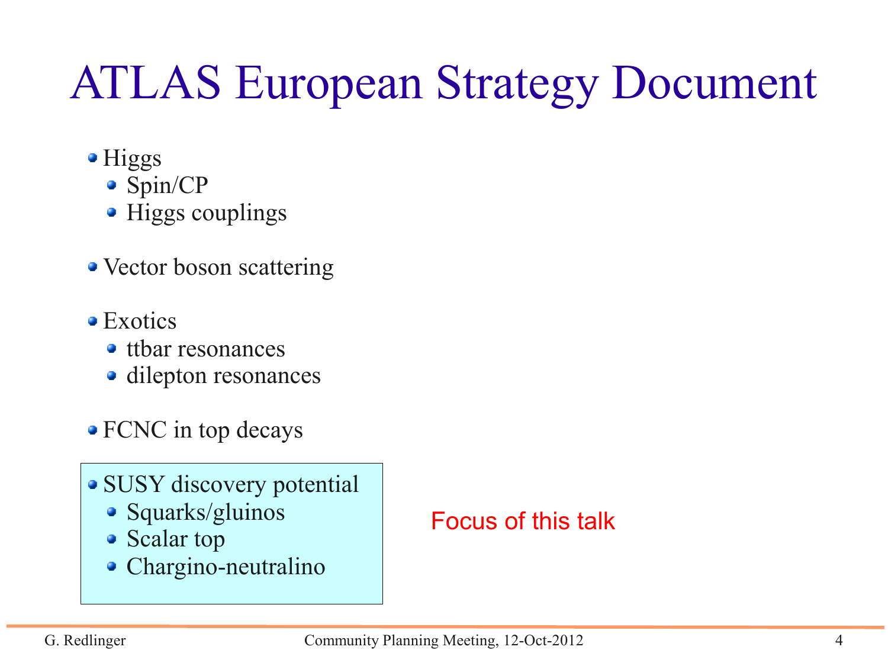# ATLAS European Strategy Document

- Higgs
  - Spin/CP
  - Higgs couplings
- Vector boson scattering
- Exotics
  - ttbar resonances
  - dilepton resonances
- FCNC in top decays
- SUSY discovery potential
  - Squarks/gluinos
  - Scalar top
  - Chargino-neutralino

Focus of this talk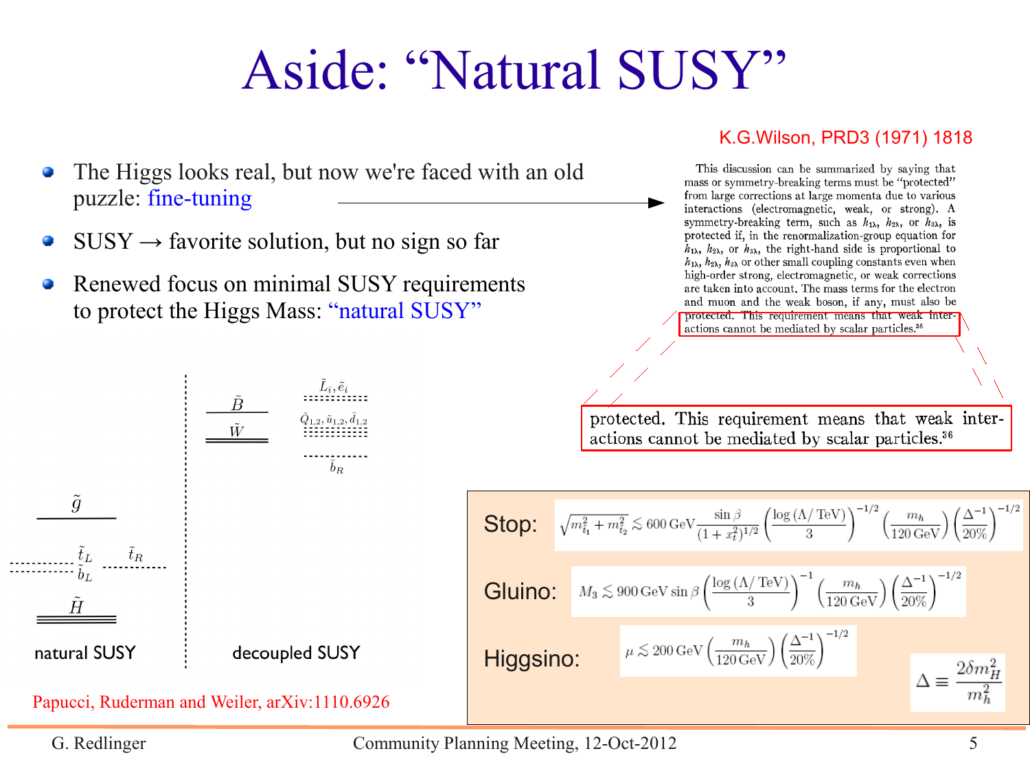# Aside: "Natural SUSY"

- The Higgs looks real, but now we're faced with an old puzzle: fine-tuning
- SUSY → favorite solution, but no sign so far
- Renewed focus on minimal SUSY requirements to protect the Higgs Mass: "natural SUSY"

K.G.Wilson, PRD3 (1971) 1818

> This discussion can be summarized by saying that mass or symmetry-breaking terms must be "protected" from large corrections at large momenta due to various interactions (electromagnetic, weak, or strong). A symmetry-breaking term, such as $h_{1\lambda}$, $h_{2\lambda}$, or $h_{3\lambda}$, is protected if, in the renormalization-group equation for $h_{1\lambda}$, $h_{2\lambda}$, or $h_{3\lambda}$, the right-hand side is proportional to $h_{1\lambda}$, $h_{2\lambda}$, $h_{3\lambda}$ or other small coupling constants even when high-order strong, electromagnetic, or weak corrections are taken into account. The mass terms for the electron and muon and the weak boson, if any, must also be protected. This requirement means that weak interactions cannot be mediated by scalar particles.[36]

protected. This requirement means that weak interactions cannot be mediated by scalar particles.[36]

natural SUSY: $\tilde{g}$; $\tilde{t}_L$, $\tilde{b}_L$, $\tilde{t}_R$; $\tilde{H}$

decoupled SUSY: $\tilde{B}$, $\tilde{W}$; $\tilde{L}_i, \tilde{e}_i$; $\tilde{Q}_{1,2}, \tilde{u}_{1,2}, \tilde{d}_{1,2}$; $\tilde{b}_R$

Papucci, Ruderman and Weiler, arXiv:1110.6926

Stop: $$\sqrt{m_{\tilde{t}_1}^2 + m_{\tilde{t}_2}^2} \lesssim 600\,\text{GeV} \frac{\sin\beta}{(1+x_t^2)^{1/2}} \left(\frac{\log(\Lambda/\text{TeV})}{3}\right)^{-1/2} \left(\frac{m_h}{120\,\text{GeV}}\right) \left(\frac{\Delta^{-1}}{20\%}\right)^{-1/2}$$

Gluino: $$M_3 \lesssim 900\,\text{GeV} \sin\beta \left(\frac{\log(\Lambda/\text{TeV})}{3}\right)^{-1} \left(\frac{m_h}{120\,\text{GeV}}\right) \left(\frac{\Delta^{-1}}{20\%}\right)^{-1/2}$$

Higgsino: $$\mu \lesssim 200\,\text{GeV} \left(\frac{m_h}{120\,\text{GeV}}\right) \left(\frac{\Delta^{-1}}{20\%}\right)^{-1/2}$$

$$\Delta \equiv \frac{2\delta m_H^2}{m_h^2}$$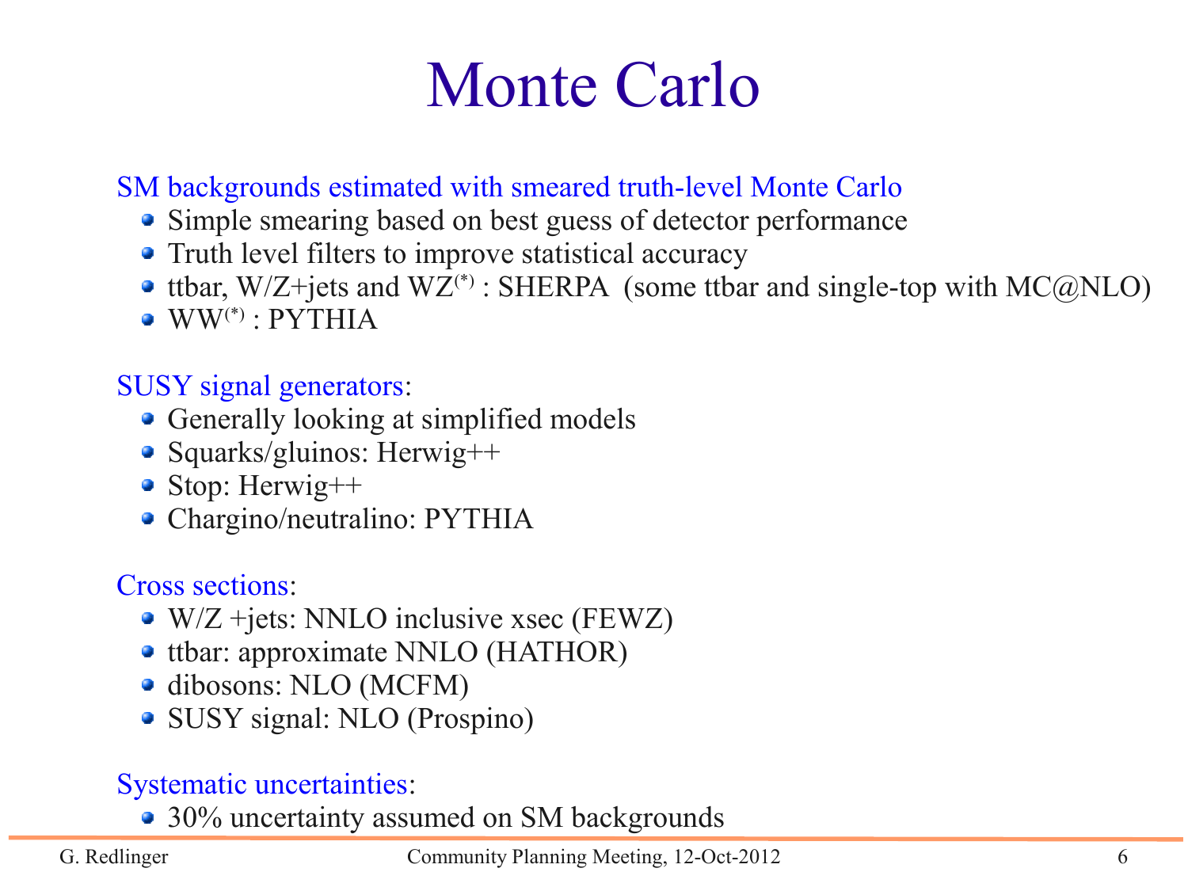# Monte Carlo

SM backgrounds estimated with smeared truth-level Monte Carlo

- Simple smearing based on best guess of detector performance
- Truth level filters to improve statistical accuracy
- ttbar, W/Z+jets and $WZ^{(*)}$ : SHERPA (some ttbar and single-top with MC@NLO)
- $WW^{(*)}$ : PYTHIA

SUSY signal generators:

- Generally looking at simplified models
- Squarks/gluinos: Herwig++
- Stop: Herwig++
- Chargino/neutralino: PYTHIA

Cross sections:

- W/Z +jets: NNLO inclusive xsec (FEWZ)
- ttbar: approximate NNLO (HATHOR)
- dibosons: NLO (MCFM)
- SUSY signal: NLO (Prospino)

Systematic uncertainties:

- 30% uncertainty assumed on SM backgrounds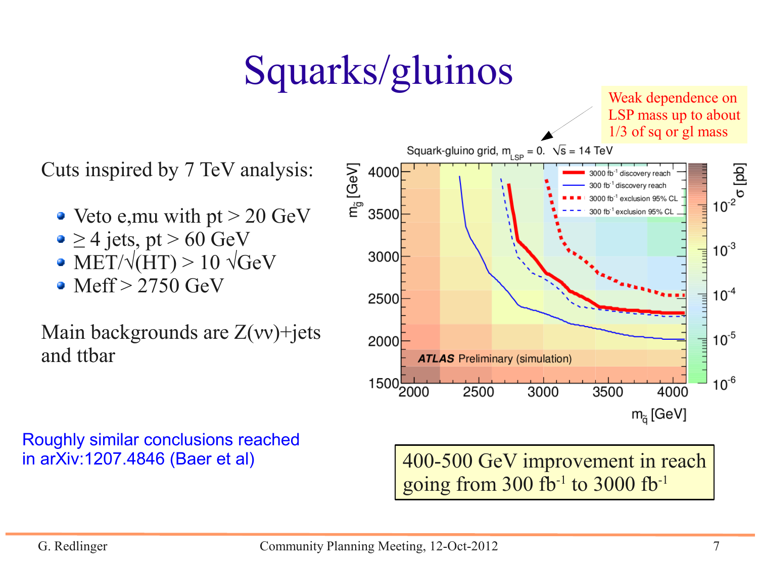# Squarks/gluinos

Cuts inspired by 7 TeV analysis:

- Veto e,mu with pt > 20 GeV
- ≥ 4 jets, pt > 60 GeV
- MET/√(HT) > 10 √GeV
- Meff > 2750 GeV

Main backgrounds are Z(νν)+jets and ttbar

Weak dependence on LSP mass up to about 1/3 of sq or gl mass

Squark-gluino grid, $m_{LSP} = 0.$ $\sqrt{s} = 14$ TeV

400-500 GeV improvement in reach going from 300 $fb^{-1}$ to 3000 $fb^{-1}$

Roughly similar conclusions reached in arXiv:1207.4846 (Baer et al)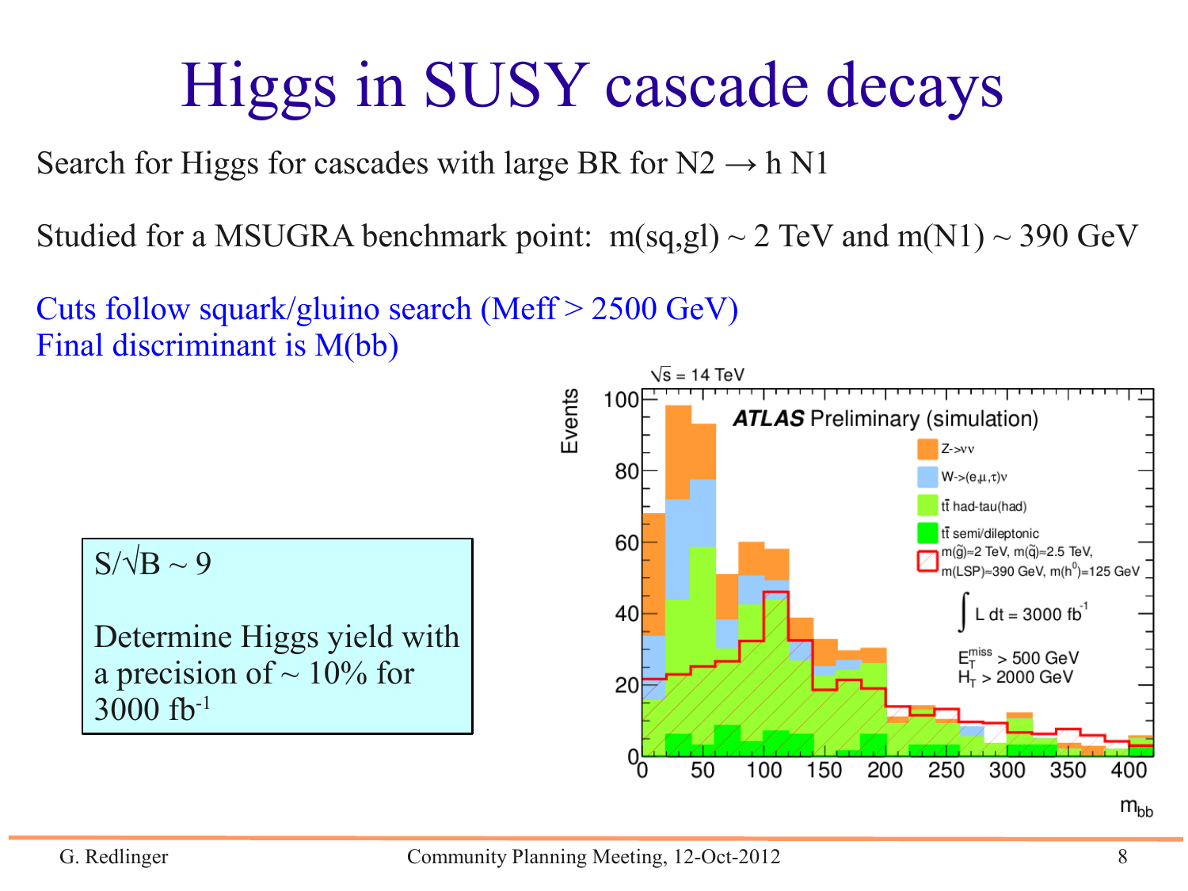# Higgs in SUSY cascade decays

Search for Higgs for cascades with large BR for N2 → h N1

Studied for a MSUGRA benchmark point: m(sq,gl) ~ 2 TeV and m(N1) ~ 390 GeV

Cuts follow squark/gluino search (Meff > 2500 GeV)
Final discriminant is M(bb)

$S/\sqrt{B} \sim 9$

Determine Higgs yield with a precision of ~ 10% for 3000 $fb^{-1}$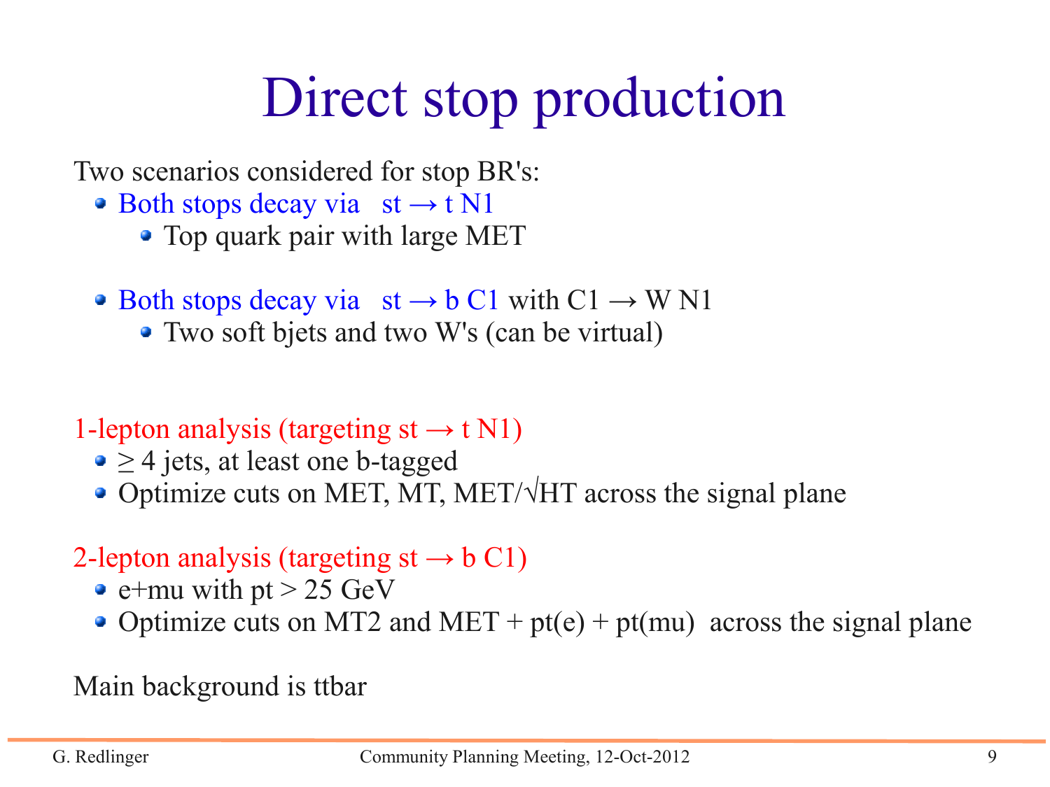# Direct stop production

Two scenarios considered for stop BR's:

- Both stops decay via st → t N1
  - Top quark pair with large MET
- Both stops decay via st → b C1 with C1 → W N1
  - Two soft bjets and two W's (can be virtual)

1-lepton analysis (targeting st → t N1)

- ≥ 4 jets, at least one b-tagged
- Optimize cuts on MET, MT, MET/√HT across the signal plane

2-lepton analysis (targeting st → b C1)

- e+mu with pt > 25 GeV
- Optimize cuts on MT2 and MET + pt(e) + pt(mu) across the signal plane

Main background is ttbar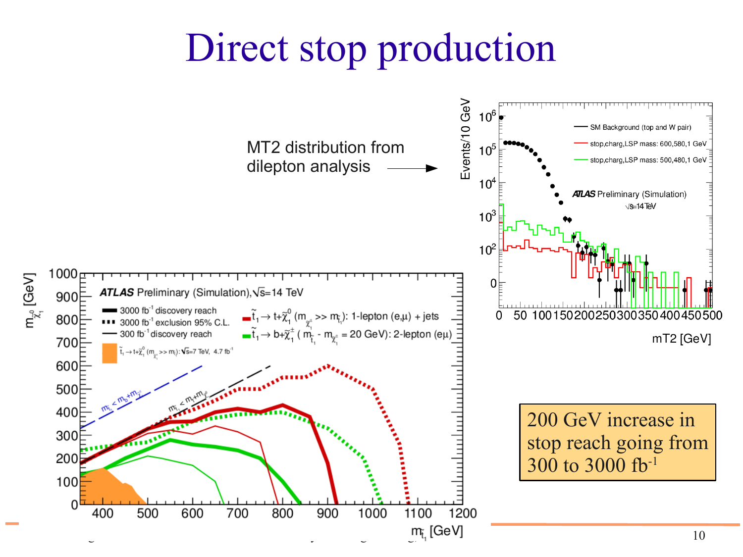# Direct stop production

MT2 distribution from dilepton analysis

200 GeV increase in stop reach going from 300 to 3000 $fb^{-1}$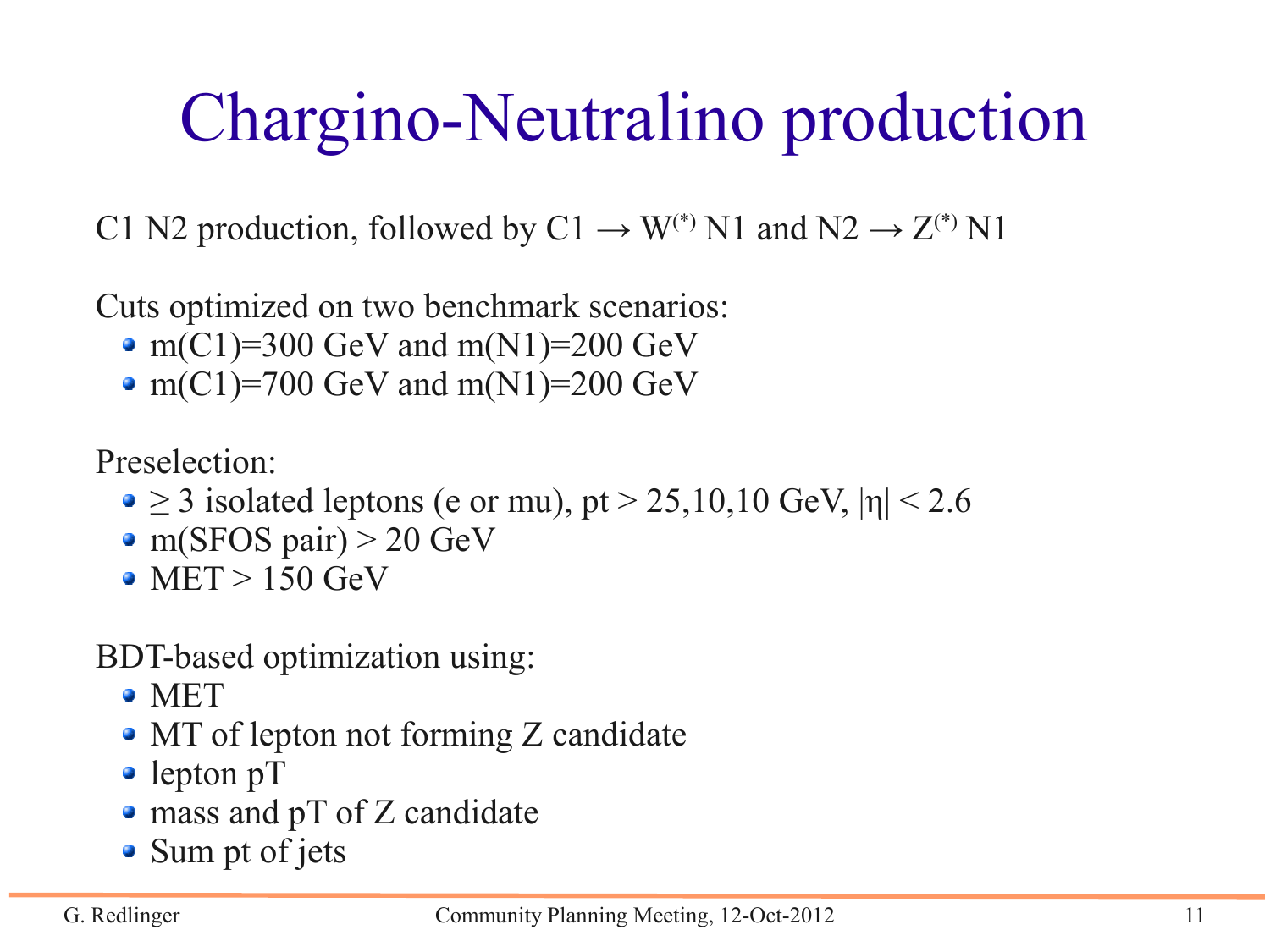# Chargino-Neutralino production

C1 N2 production, followed by C1 → $W^{(*)}$ N1 and N2 → $Z^{(*)}$ N1

Cuts optimized on two benchmark scenarios:

- m(C1)=300 GeV and m(N1)=200 GeV
- m(C1)=700 GeV and m(N1)=200 GeV

Preselection:

- ≥ 3 isolated leptons (e or mu), pt > 25,10,10 GeV, $|\eta| < 2.6$
- m(SFOS pair) > 20 GeV
- MET > 150 GeV

BDT-based optimization using:

- MET
- MT of lepton not forming Z candidate
- lepton pT
- mass and pT of Z candidate
- Sum pt of jets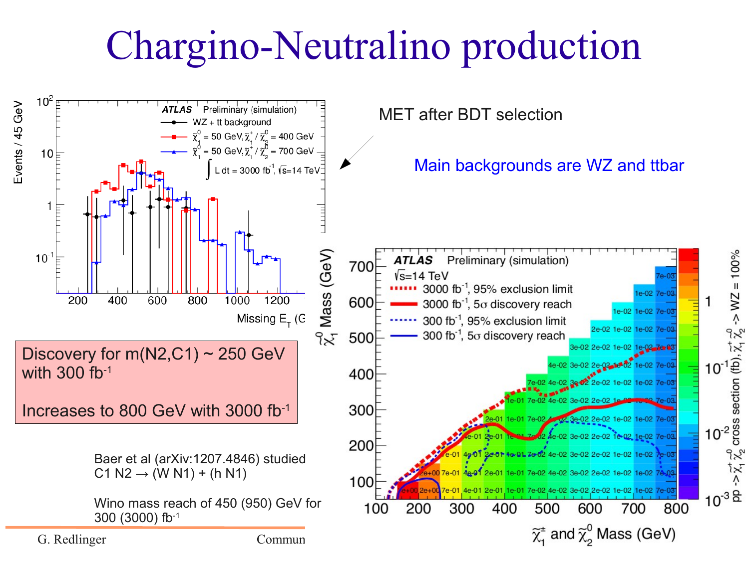# Chargino-Neutralino production

MET after BDT selection

Main backgrounds are WZ and ttbar

Discovery for m(N2,C1) ~ 250 GeV with 300 fb$^{-1}$

Increases to 800 GeV with 3000 fb$^{-1}$

Baer et al (arXiv:1207.4846) studied C1 N2 → (W N1) + (h N1)

Wino mass reach of 450 (950) GeV for 300 (3000) fb$^{-1}$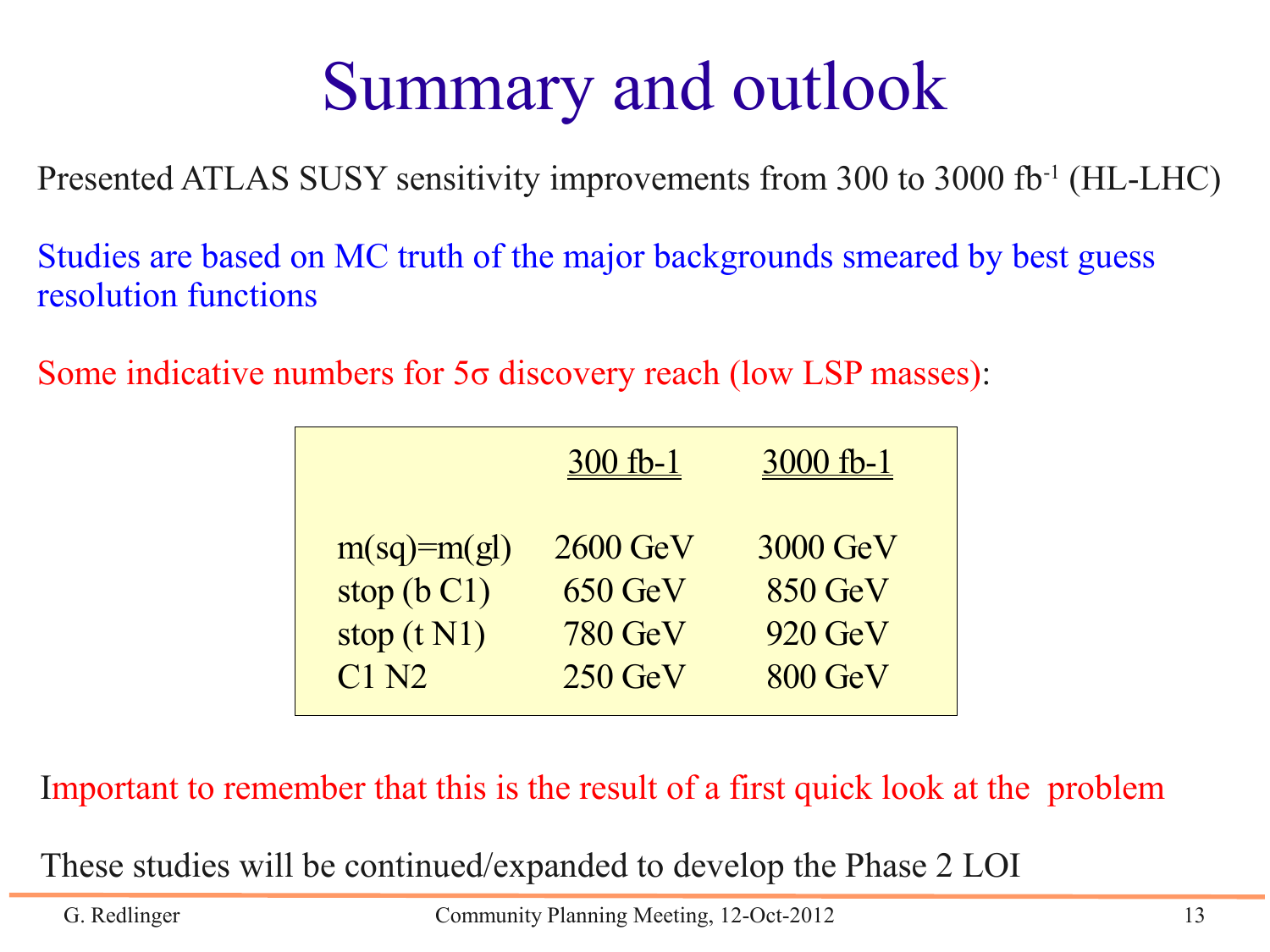# Summary and outlook

Presented ATLAS SUSY sensitivity improvements from 300 to 3000 $fb^{-1}$ (HL-LHC)

Studies are based on MC truth of the major backgrounds smeared by best guess resolution functions

Some indicative numbers for 5σ discovery reach (low LSP masses):

| | 300 fb-1 | 3000 fb-1 |
|---|---|---|
| m(sq)=m(gl) | 2600 GeV | 3000 GeV |
| stop (b C1) | 650 GeV | 850 GeV |
| stop (t N1) | 780 GeV | 920 GeV |
| C1 N2 | 250 GeV | 800 GeV |

Important to remember that this is the result of a first quick look at the problem

These studies will be continued/expanded to develop the Phase 2 LOI